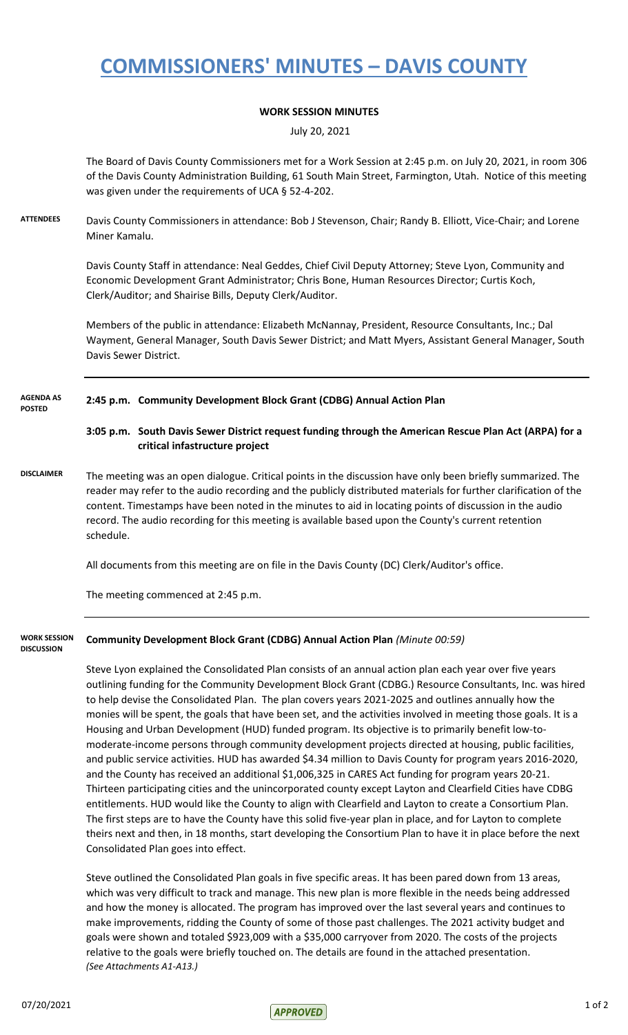# COMMISSIONERS' MINUTES – DAVIS COUNTY

**WORK SESSION MINUTES**

July 20, 2021

The Board of Davis County Commissioners met for a Work Session at 2:45 p.m. on July 20, 2021, in room 306 of the Davis County Administration Building, 61 South Main Street, Farmington, Utah. Notice of this meeting was given under the requirements of UCA § 52-4-202.

**ATTENDEES**

Davis County Commissioners in attendance: Bob J Stevenson, Chair; Randy B. Elliott, Vice-Chair; and Lorene Miner Kamalu.

Davis County Staff in attendance: Neal Geddes, Chief Civil Deputy Attorney; Steve Lyon, Community and Economic Development Grant Administrator; Chris Bone, Human Resources Director; Curtis Koch, Clerk/Auditor; and Shairise Bills, Deputy Clerk/Auditor.

Members of the public in attendance: Elizabeth McNannay, President, Resource Consultants, Inc.; Dal Wayment, General Manager, South Davis Sewer District; and Matt Myers, Assistant General Manager, South Davis Sewer District.

**AGENDA AS POSTED**

**2:45 p.m. Community Development Block Grant (CDBG) Annual Action Plan**

**3:05 p.m. South Davis Sewer District request funding through the American Rescue Plan Act (ARPA) for a critical infastructure project**

**DISCLAIMER**

The meeting was an open dialogue. Critical points in the discussion have only been briefly summarized. The reader may refer to the audio recording and the publicly distributed materials for further clarification of the content. Timestamps have been noted in the minutes to aid in locating points of discussion in the audio record. The audio recording for this meeting is available based upon the County's current retention schedule.

All documents from this meeting are on file in the Davis County (DC) Clerk/Auditor's office.

The meeting commenced at 2:45 p.m.

**WORK SESSION DISCUSSION**

**Community Development Block Grant (CDBG) Annual Action Plan** *(Minute 00:59)*

Steve Lyon explained the Consolidated Plan consists of an annual action plan each year over five years outlining funding for the Community Development Block Grant (CDBG.) Resource Consultants, Inc. was hired to help devise the Consolidated Plan. The plan covers years 2021-2025 and outlines annually how the monies will be spent, the goals that have been set, and the activities involved in meeting those goals. It is a Housing and Urban Development (HUD) funded program. Its objective is to primarily benefit low-to-moderate-income persons through community development projects directed at housing, public facilities, and public service activities. HUD has awarded $4.34 million to Davis County for program years 2016-2020, and the County has received an additional $1,006,325 in CARES Act funding for program years 20-21. Thirteen participating cities and the unincorporated county except Layton and Clearfield Cities have CDBG entitlements. HUD would like the County to align with Clearfield and Layton to create a Consortium Plan. The first steps are to have the County have this solid five-year plan in place, and for Layton to complete theirs next and then, in 18 months, start developing the Consortium Plan to have it in place before the next Consolidated Plan goes into effect.

Steve outlined the Consolidated Plan goals in five specific areas. It has been pared down from 13 areas, which was very difficult to track and manage. This new plan is more flexible in the needs being addressed and how the money is allocated. The program has improved over the last several years and continues to make improvements, ridding the County of some of those past challenges. The 2021 activity budget and goals were shown and totaled $923,009 with a $35,000 carryover from 2020. The costs of the projects relative to the goals were briefly touched on. The details are found in the attached presentation. *(See Attachments A1-A13.)*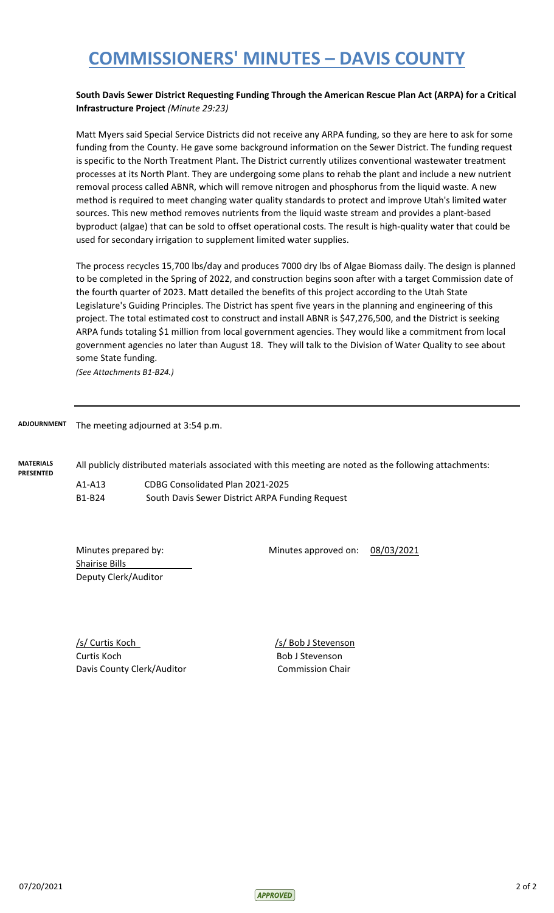# COMMISSIONERS' MINUTES – DAVIS COUNTY

**South Davis Sewer District Requesting Funding Through the American Rescue Plan Act (ARPA) for a Critical Infrastructure Project** *(Minute 29:23)*

Matt Myers said Special Service Districts did not receive any ARPA funding, so they are here to ask for some funding from the County. He gave some background information on the Sewer District. The funding request is specific to the North Treatment Plant. The District currently utilizes conventional wastewater treatment processes at its North Plant. They are undergoing some plans to rehab the plant and include a new nutrient removal process called ABNR, which will remove nitrogen and phosphorus from the liquid waste. A new method is required to meet changing water quality standards to protect and improve Utah's limited water sources. This new method removes nutrients from the liquid waste stream and provides a plant-based byproduct (algae) that can be sold to offset operational costs. The result is high-quality water that could be used for secondary irrigation to supplement limited water supplies.

The process recycles 15,700 lbs/day and produces 7000 dry lbs of Algae Biomass daily. The design is planned to be completed in the Spring of 2022, and construction begins soon after with a target Commission date of the fourth quarter of 2023. Matt detailed the benefits of this project according to the Utah State Legislature's Guiding Principles. The District has spent five years in the planning and engineering of this project. The total estimated cost to construct and install ABNR is $47,276,500, and the District is seeking ARPA funds totaling $1 million from local government agencies. They would like a commitment from local government agencies no later than August 18. They will talk to the Division of Water Quality to see about some State funding.

*(See Attachments B1-B24.)*

---

**ADJOURNMENT** The meeting adjourned at 3:54 p.m.

**MATERIALS PRESENTED** All publicly distributed materials associated with this meeting are noted as the following attachments:

| | |
|---|---|
| A1-A13 | CDBG Consolidated Plan 2021-2025 |
| B1-B24 | South Davis Sewer District ARPA Funding Request |

Minutes prepared by: Shairise Bills, Deputy Clerk/Auditor

Minutes approved on: 08/03/2021

/s/ Curtis Koch
Curtis Koch
Davis County Clerk/Auditor

/s/ Bob J Stevenson
Bob J Stevenson
Commission Chair

APPROVED